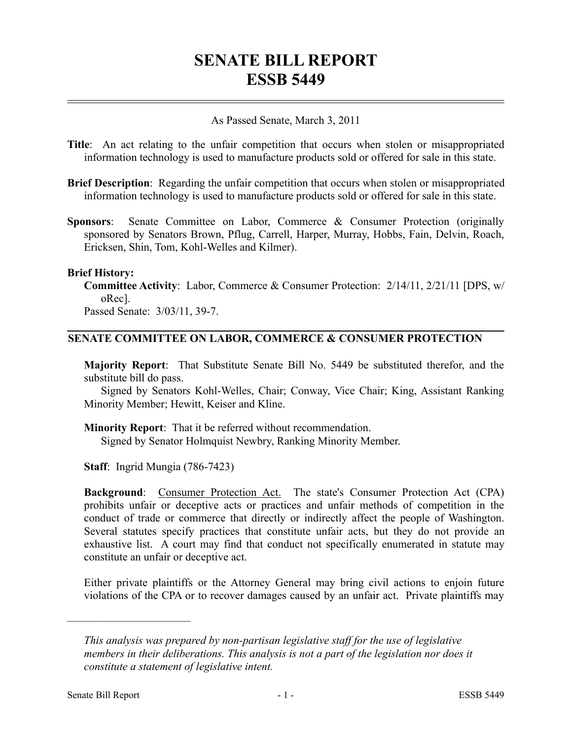# SENATE BILL REPORT
# ESSB 5449

As Passed Senate, March 3, 2011

**Title**: An act relating to the unfair competition that occurs when stolen or misappropriated information technology is used to manufacture products sold or offered for sale in this state.

**Brief Description**: Regarding the unfair competition that occurs when stolen or misappropriated information technology is used to manufacture products sold or offered for sale in this state.

**Sponsors**: Senate Committee on Labor, Commerce & Consumer Protection (originally sponsored by Senators Brown, Pflug, Carrell, Harper, Murray, Hobbs, Fain, Delvin, Roach, Ericksen, Shin, Tom, Kohl-Welles and Kilmer).

**Brief History:**

**Committee Activity**: Labor, Commerce & Consumer Protection: 2/14/11, 2/21/11 [DPS, w/oRec].

Passed Senate: 3/03/11, 39-7.

## SENATE COMMITTEE ON LABOR, COMMERCE & CONSUMER PROTECTION

**Majority Report**: That Substitute Senate Bill No. 5449 be substituted therefor, and the substitute bill do pass.

Signed by Senators Kohl-Welles, Chair; Conway, Vice Chair; King, Assistant Ranking Minority Member; Hewitt, Keiser and Kline.

**Minority Report**: That it be referred without recommendation.

Signed by Senator Holmquist Newbry, Ranking Minority Member.

**Staff**: Ingrid Mungia (786-7423)

**Background**: Consumer Protection Act. The state's Consumer Protection Act (CPA) prohibits unfair or deceptive acts or practices and unfair methods of competition in the conduct of trade or commerce that directly or indirectly affect the people of Washington. Several statutes specify practices that constitute unfair acts, but they do not provide an exhaustive list. A court may find that conduct not specifically enumerated in statute may constitute an unfair or deceptive act.

Either private plaintiffs or the Attorney General may bring civil actions to enjoin future violations of the CPA or to recover damages caused by an unfair act. Private plaintiffs may

---

*This analysis was prepared by non-partisan legislative staff for the use of legislative members in their deliberations. This analysis is not a part of the legislation nor does it constitute a statement of legislative intent.*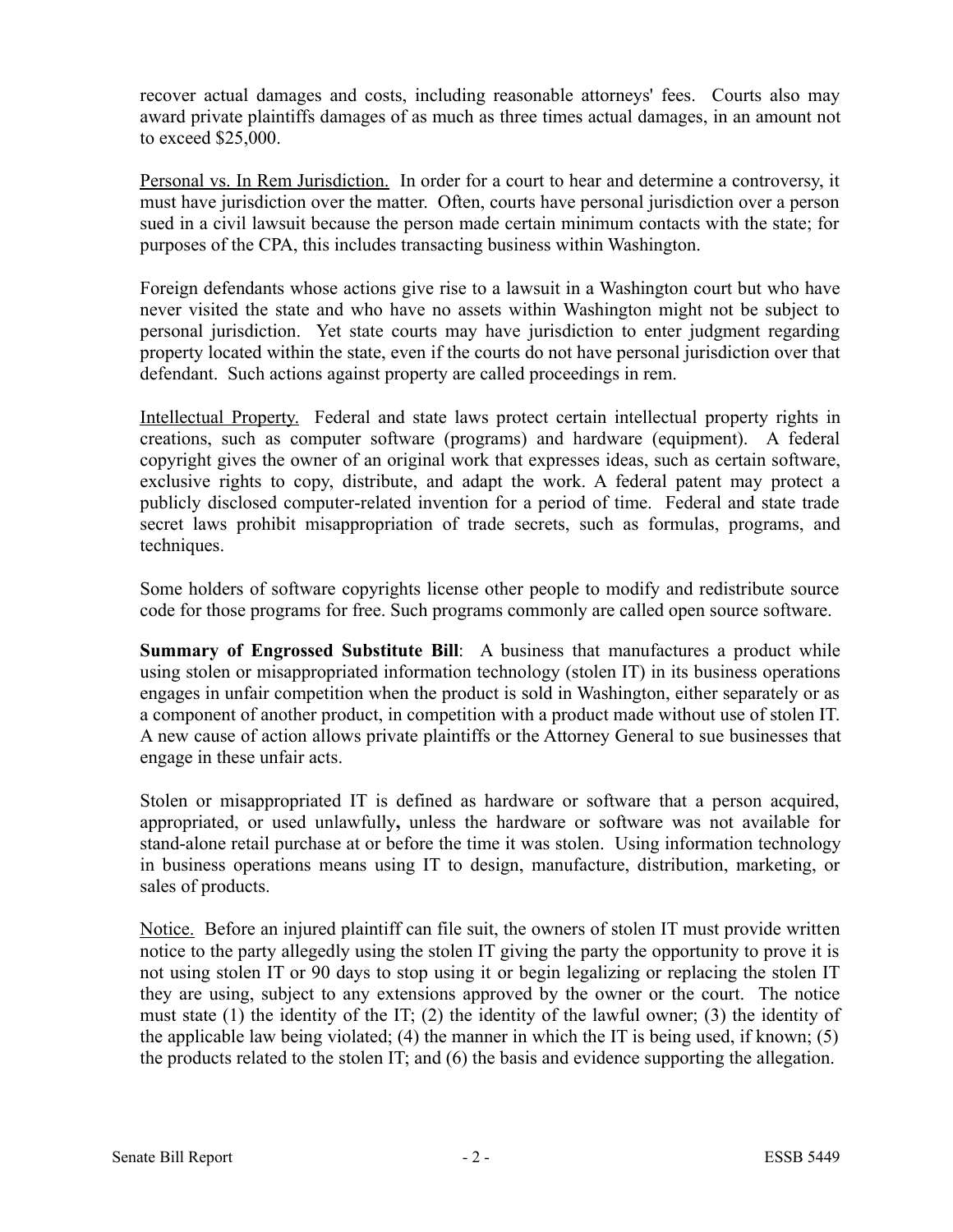recover actual damages and costs, including reasonable attorneys' fees. Courts also may award private plaintiffs damages of as much as three times actual damages, in an amount not to exceed $25,000.

Personal vs. In Rem Jurisdiction. In order for a court to hear and determine a controversy, it must have jurisdiction over the matter. Often, courts have personal jurisdiction over a person sued in a civil lawsuit because the person made certain minimum contacts with the state; for purposes of the CPA, this includes transacting business within Washington.

Foreign defendants whose actions give rise to a lawsuit in a Washington court but who have never visited the state and who have no assets within Washington might not be subject to personal jurisdiction. Yet state courts may have jurisdiction to enter judgment regarding property located within the state, even if the courts do not have personal jurisdiction over that defendant. Such actions against property are called proceedings in rem.

Intellectual Property. Federal and state laws protect certain intellectual property rights in creations, such as computer software (programs) and hardware (equipment). A federal copyright gives the owner of an original work that expresses ideas, such as certain software, exclusive rights to copy, distribute, and adapt the work. A federal patent may protect a publicly disclosed computer-related invention for a period of time. Federal and state trade secret laws prohibit misappropriation of trade secrets, such as formulas, programs, and techniques.

Some holders of software copyrights license other people to modify and redistribute source code for those programs for free. Such programs commonly are called open source software.

**Summary of Engrossed Substitute Bill**: A business that manufactures a product while using stolen or misappropriated information technology (stolen IT) in its business operations engages in unfair competition when the product is sold in Washington, either separately or as a component of another product, in competition with a product made without use of stolen IT. A new cause of action allows private plaintiffs or the Attorney General to sue businesses that engage in these unfair acts.

Stolen or misappropriated IT is defined as hardware or software that a person acquired, appropriated, or used unlawfully**,** unless the hardware or software was not available for stand-alone retail purchase at or before the time it was stolen. Using information technology in business operations means using IT to design, manufacture, distribution, marketing, or sales of products.

Notice. Before an injured plaintiff can file suit, the owners of stolen IT must provide written notice to the party allegedly using the stolen IT giving the party the opportunity to prove it is not using stolen IT or 90 days to stop using it or begin legalizing or replacing the stolen IT they are using, subject to any extensions approved by the owner or the court. The notice must state (1) the identity of the IT; (2) the identity of the lawful owner; (3) the identity of the applicable law being violated; (4) the manner in which the IT is being used, if known; (5) the products related to the stolen IT; and (6) the basis and evidence supporting the allegation.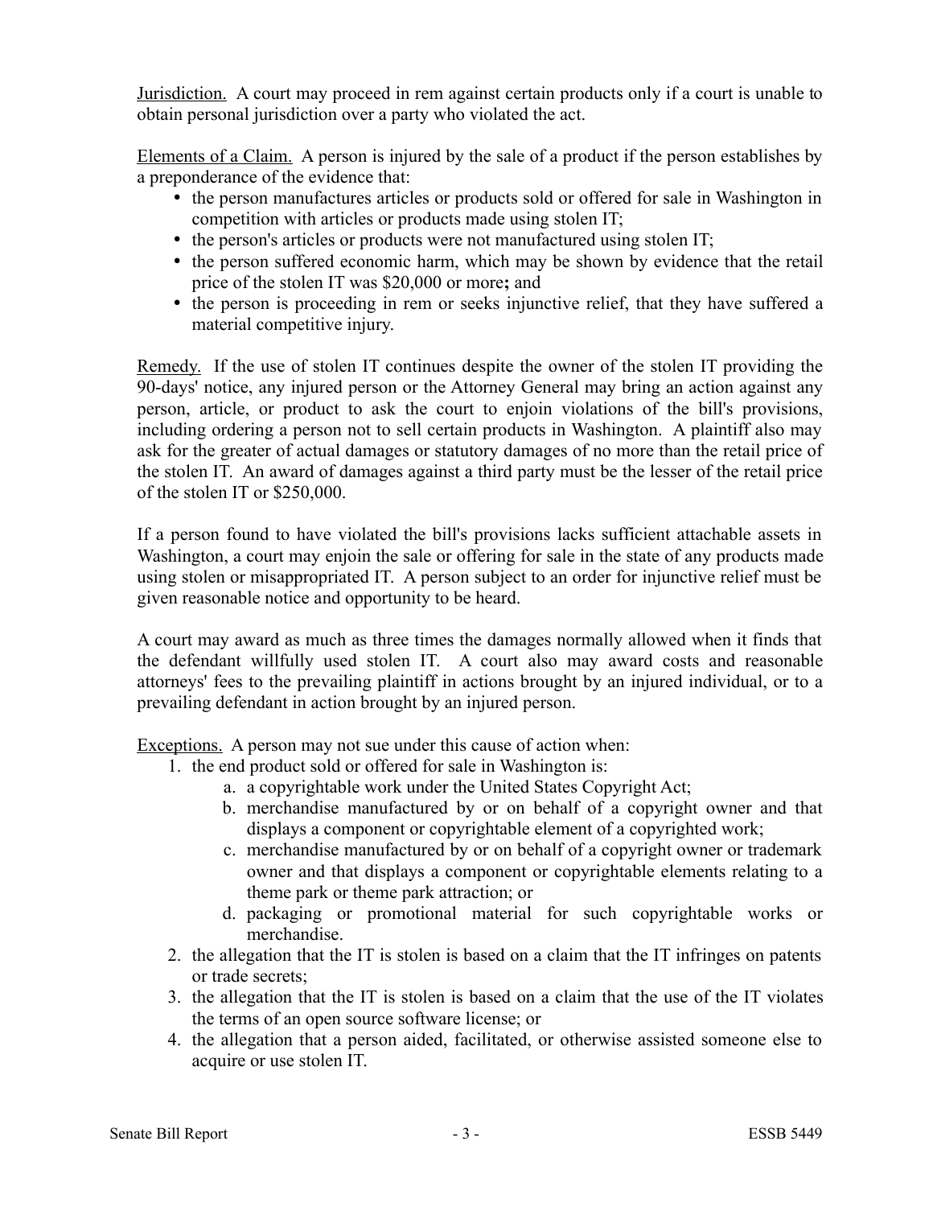Jurisdiction. A court may proceed in rem against certain products only if a court is unable to obtain personal jurisdiction over a party who violated the act.

Elements of a Claim. A person is injured by the sale of a product if the person establishes by a preponderance of the evidence that:

- the person manufactures articles or products sold or offered for sale in Washington in competition with articles or products made using stolen IT;
- the person's articles or products were not manufactured using stolen IT;
- the person suffered economic harm, which may be shown by evidence that the retail price of the stolen IT was $20,000 or more**;** and
- the person is proceeding in rem or seeks injunctive relief, that they have suffered a material competitive injury.

Remedy. If the use of stolen IT continues despite the owner of the stolen IT providing the 90-days' notice, any injured person or the Attorney General may bring an action against any person, article, or product to ask the court to enjoin violations of the bill's provisions, including ordering a person not to sell certain products in Washington. A plaintiff also may ask for the greater of actual damages or statutory damages of no more than the retail price of the stolen IT. An award of damages against a third party must be the lesser of the retail price of the stolen IT or $250,000.

If a person found to have violated the bill's provisions lacks sufficient attachable assets in Washington, a court may enjoin the sale or offering for sale in the state of any products made using stolen or misappropriated IT. A person subject to an order for injunctive relief must be given reasonable notice and opportunity to be heard.

A court may award as much as three times the damages normally allowed when it finds that the defendant willfully used stolen IT. A court also may award costs and reasonable attorneys' fees to the prevailing plaintiff in actions brought by an injured individual, or to a prevailing defendant in action brought by an injured person.

Exceptions. A person may not sue under this cause of action when:

1. the end product sold or offered for sale in Washington is:
   a. a copyrightable work under the United States Copyright Act;
   b. merchandise manufactured by or on behalf of a copyright owner and that displays a component or copyrightable element of a copyrighted work;
   c. merchandise manufactured by or on behalf of a copyright owner or trademark owner and that displays a component or copyrightable elements relating to a theme park or theme park attraction; or
   d. packaging or promotional material for such copyrightable works or merchandise.
2. the allegation that the IT is stolen is based on a claim that the IT infringes on patents or trade secrets;
3. the allegation that the IT is stolen is based on a claim that the use of the IT violates the terms of an open source software license; or
4. the allegation that a person aided, facilitated, or otherwise assisted someone else to acquire or use stolen IT.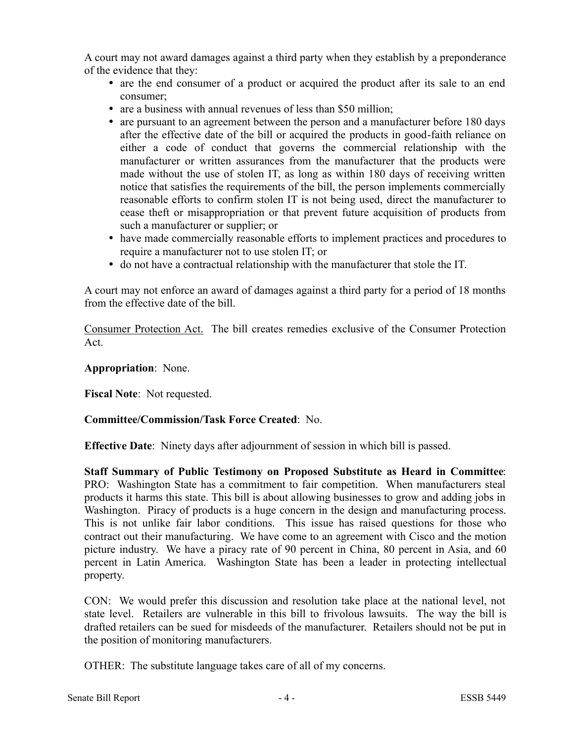A court may not award damages against a third party when they establish by a preponderance of the evidence that they:

- are the end consumer of a product or acquired the product after its sale to an end consumer;
- are a business with annual revenues of less than $50 million;
- are pursuant to an agreement between the person and a manufacturer before 180 days after the effective date of the bill or acquired the products in good-faith reliance on either a code of conduct that governs the commercial relationship with the manufacturer or written assurances from the manufacturer that the products were made without the use of stolen IT, as long as within 180 days of receiving written notice that satisfies the requirements of the bill, the person implements commercially reasonable efforts to confirm stolen IT is not being used, direct the manufacturer to cease theft or misappropriation or that prevent future acquisition of products from such a manufacturer or supplier; or
- have made commercially reasonable efforts to implement practices and procedures to require a manufacturer not to use stolen IT; or
- do not have a contractual relationship with the manufacturer that stole the IT.

A court may not enforce an award of damages against a third party for a period of 18 months from the effective date of the bill.

Consumer Protection Act. The bill creates remedies exclusive of the Consumer Protection Act.

**Appropriation**: None.

**Fiscal Note**: Not requested.

**Committee/Commission/Task Force Created**: No.

**Effective Date**: Ninety days after adjournment of session in which bill is passed.

**Staff Summary of Public Testimony on Proposed Substitute as Heard in Committee**: PRO: Washington State has a commitment to fair competition. When manufacturers steal products it harms this state. This bill is about allowing businesses to grow and adding jobs in Washington. Piracy of products is a huge concern in the design and manufacturing process. This is not unlike fair labor conditions. This issue has raised questions for those who contract out their manufacturing. We have come to an agreement with Cisco and the motion picture industry. We have a piracy rate of 90 percent in China, 80 percent in Asia, and 60 percent in Latin America. Washington State has been a leader in protecting intellectual property.

CON: We would prefer this discussion and resolution take place at the national level, not state level. Retailers are vulnerable in this bill to frivolous lawsuits. The way the bill is drafted retailers can be sued for misdeeds of the manufacturer. Retailers should not be put in the position of monitoring manufacturers.

OTHER: The substitute language takes care of all of my concerns.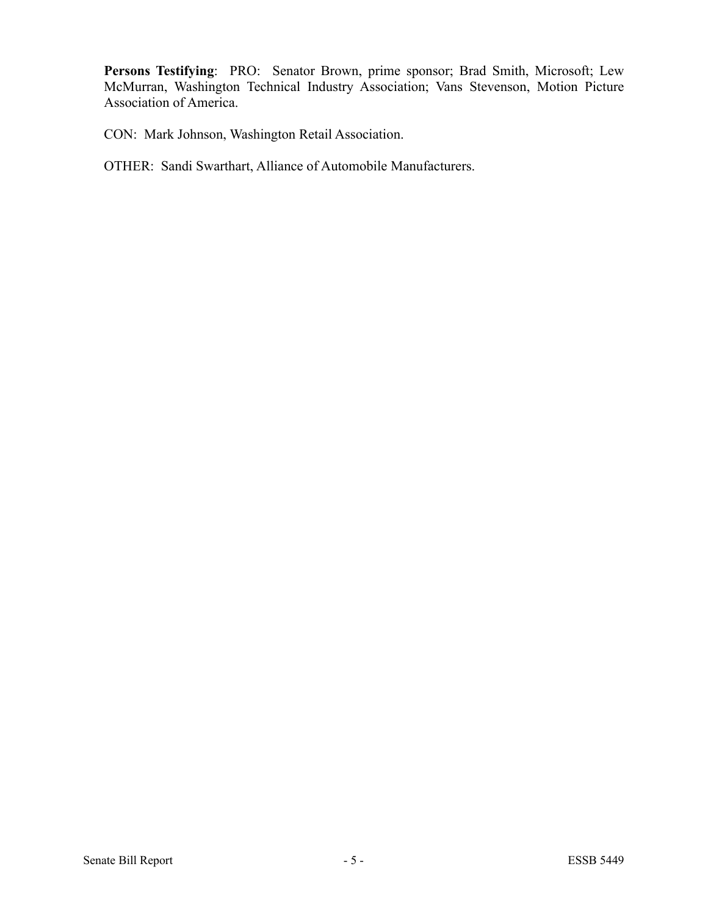**Persons Testifying**: PRO: Senator Brown, prime sponsor; Brad Smith, Microsoft; Lew McMurran, Washington Technical Industry Association; Vans Stevenson, Motion Picture Association of America.

CON: Mark Johnson, Washington Retail Association.

OTHER: Sandi Swarthart, Alliance of Automobile Manufacturers.